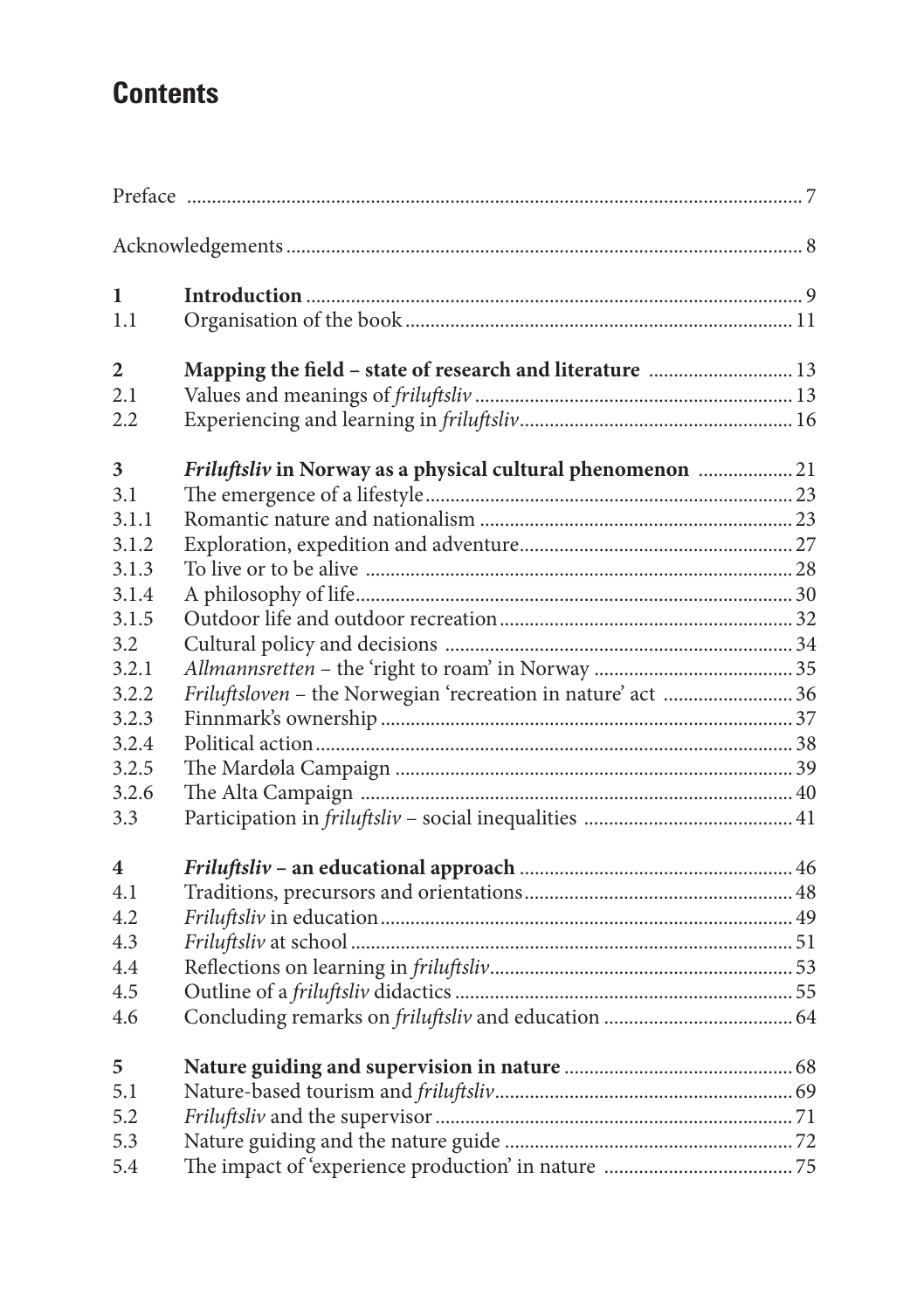# Contents

| | | |
|---|---|---|
| Preface | | 7 |
| Acknowledgements | | 8 |
| **1** | **Introduction** | 9 |
| 1.1 | Organisation of the book | 11 |
| **2** | **Mapping the field – state of research and literature** | 13 |
| 2.1 | Values and meanings of *friluftsliv* | 13 |
| 2.2 | Experiencing and learning in *friluftsliv* | 16 |
| **3** | ***Friluftsliv* in Norway as a physical cultural phenomenon** | 21 |
| 3.1 | The emergence of a lifestyle | 23 |
| 3.1.1 | Romantic nature and nationalism | 23 |
| 3.1.2 | Exploration, expedition and adventure | 27 |
| 3.1.3 | To live or to be alive | 28 |
| 3.1.4 | A philosophy of life | 30 |
| 3.1.5 | Outdoor life and outdoor recreation | 32 |
| 3.2 | Cultural policy and decisions | 34 |
| 3.2.1 | *Allmannsretten* – the 'right to roam' in Norway | 35 |
| 3.2.2 | *Friluftsloven* – the Norwegian 'recreation in nature' act | 36 |
| 3.2.3 | Finnmark's ownership | 37 |
| 3.2.4 | Political action | 38 |
| 3.2.5 | The Mardøla Campaign | 39 |
| 3.2.6 | The Alta Campaign | 40 |
| 3.3 | Participation in *friluftsliv* – social inequalities | 41 |
| **4** | ***Friluftsliv* – an educational approach** | 46 |
| 4.1 | Traditions, precursors and orientations | 48 |
| 4.2 | *Friluftsliv* in education | 49 |
| 4.3 | *Friluftsliv* at school | 51 |
| 4.4 | Reflections on learning in *friluftsliv* | 53 |
| 4.5 | Outline of a *friluftsliv* didactics | 55 |
| 4.6 | Concluding remarks on *friluftsliv* and education | 64 |
| **5** | **Nature guiding and supervision in nature** | 68 |
| 5.1 | Nature-based tourism and *friluftsliv* | 69 |
| 5.2 | *Friluftsliv* and the supervisor | 71 |
| 5.3 | Nature guiding and the nature guide | 72 |
| 5.4 | The impact of 'experience production' in nature | 75 |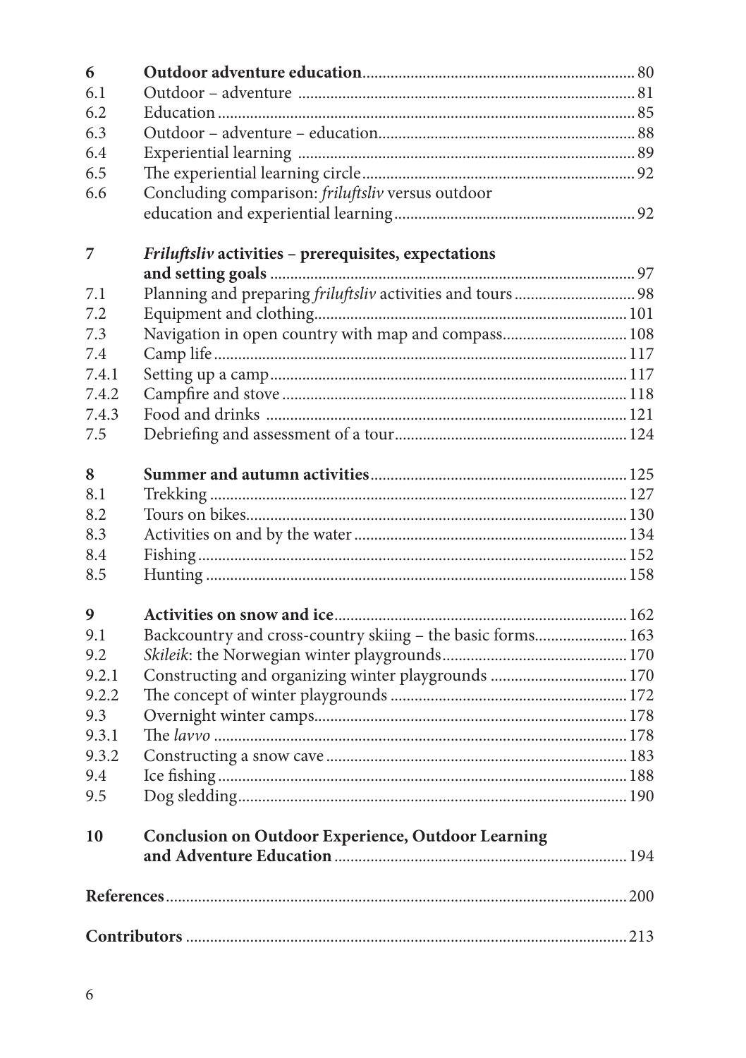| | | |
|---|---|---|
| **6** | **Outdoor adventure education** | **80** |
| 6.1 | Outdoor – adventure | 81 |
| 6.2 | Education | 85 |
| 6.3 | Outdoor – adventure – education | 88 |
| 6.4 | Experiential learning | 89 |
| 6.5 | The experiential learning circle | 92 |
| 6.6 | Concluding comparison: *friluftsliv* versus outdoor education and experiential learning | 92 |
| **7** | ***Friluftsliv* activities – prerequisites, expectations and setting goals** | **97** |
| 7.1 | Planning and preparing *friluftsliv* activities and tours | 98 |
| 7.2 | Equipment and clothing | 101 |
| 7.3 | Navigation in open country with map and compass | 108 |
| 7.4 | Camp life | 117 |
| 7.4.1 | Setting up a camp | 117 |
| 7.4.2 | Campfire and stove | 118 |
| 7.4.3 | Food and drinks | 121 |
| 7.5 | Debriefing and assessment of a tour | 124 |
| **8** | **Summer and autumn activities** | **125** |
| 8.1 | Trekking | 127 |
| 8.2 | Tours on bikes | 130 |
| 8.3 | Activities on and by the water | 134 |
| 8.4 | Fishing | 152 |
| 8.5 | Hunting | 158 |
| **9** | **Activities on snow and ice** | **162** |
| 9.1 | Backcountry and cross-country skiing – the basic forms | 163 |
| 9.2 | *Skileik*: the Norwegian winter playgrounds | 170 |
| 9.2.1 | Constructing and organizing winter playgrounds | 170 |
| 9.2.2 | The concept of winter playgrounds | 172 |
| 9.3 | Overnight winter camps | 178 |
| 9.3.1 | The *lavvo* | 178 |
| 9.3.2 | Constructing a snow cave | 183 |
| 9.4 | Ice fishing | 188 |
| 9.5 | Dog sledding | 190 |
| **10** | **Conclusion on Outdoor Experience, Outdoor Learning and Adventure Education** | **194** |
| **References** | | **200** |
| **Contributors** | | **213** |